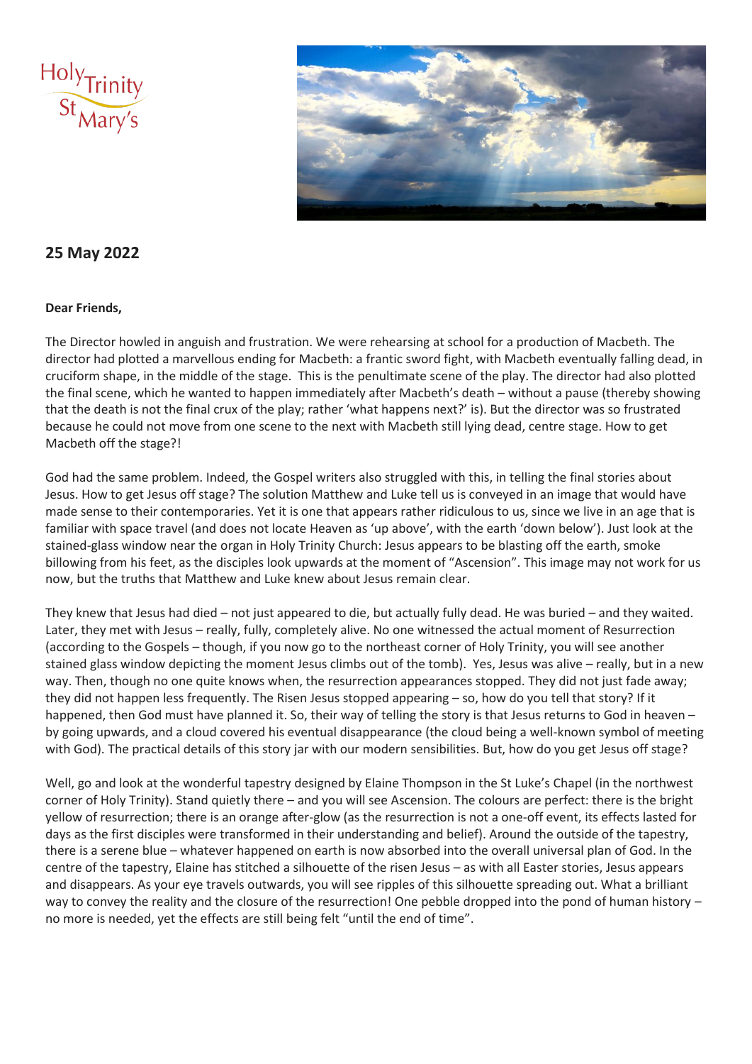Holy Trinity
St Mary's

## 25 May 2022

**Dear Friends,**

The Director howled in anguish and frustration. We were rehearsing at school for a production of Macbeth. The director had plotted a marvellous ending for Macbeth: a frantic sword fight, with Macbeth eventually falling dead, in cruciform shape, in the middle of the stage. This is the penultimate scene of the play. The director had also plotted the final scene, which he wanted to happen immediately after Macbeth's death – without a pause (thereby showing that the death is not the final crux of the play; rather 'what happens next?' is). But the director was so frustrated because he could not move from one scene to the next with Macbeth still lying dead, centre stage. How to get Macbeth off the stage?!

God had the same problem. Indeed, the Gospel writers also struggled with this, in telling the final stories about Jesus. How to get Jesus off stage? The solution Matthew and Luke tell us is conveyed in an image that would have made sense to their contemporaries. Yet it is one that appears rather ridiculous to us, since we live in an age that is familiar with space travel (and does not locate Heaven as 'up above', with the earth 'down below'). Just look at the stained-glass window near the organ in Holy Trinity Church: Jesus appears to be blasting off the earth, smoke billowing from his feet, as the disciples look upwards at the moment of "Ascension". This image may not work for us now, but the truths that Matthew and Luke knew about Jesus remain clear.

They knew that Jesus had died – not just appeared to die, but actually fully dead. He was buried – and they waited. Later, they met with Jesus – really, fully, completely alive. No one witnessed the actual moment of Resurrection (according to the Gospels – though, if you now go to the northeast corner of Holy Trinity, you will see another stained glass window depicting the moment Jesus climbs out of the tomb). Yes, Jesus was alive – really, but in a new way. Then, though no one quite knows when, the resurrection appearances stopped. They did not just fade away; they did not happen less frequently. The Risen Jesus stopped appearing – so, how do you tell that story? If it happened, then God must have planned it. So, their way of telling the story is that Jesus returns to God in heaven – by going upwards, and a cloud covered his eventual disappearance (the cloud being a well-known symbol of meeting with God). The practical details of this story jar with our modern sensibilities. But, how do you get Jesus off stage?

Well, go and look at the wonderful tapestry designed by Elaine Thompson in the St Luke's Chapel (in the northwest corner of Holy Trinity). Stand quietly there – and you will see Ascension. The colours are perfect: there is the bright yellow of resurrection; there is an orange after-glow (as the resurrection is not a one-off event, its effects lasted for days as the first disciples were transformed in their understanding and belief). Around the outside of the tapestry, there is a serene blue – whatever happened on earth is now absorbed into the overall universal plan of God. In the centre of the tapestry, Elaine has stitched a silhouette of the risen Jesus – as with all Easter stories, Jesus appears and disappears. As your eye travels outwards, you will see ripples of this silhouette spreading out. What a brilliant way to convey the reality and the closure of the resurrection! One pebble dropped into the pond of human history – no more is needed, yet the effects are still being felt "until the end of time".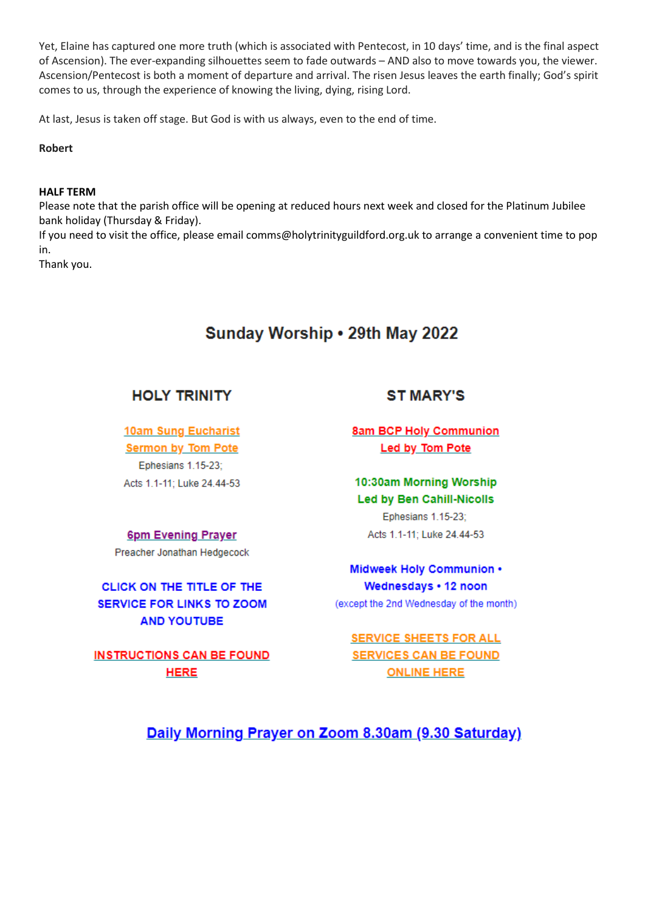Yet, Elaine has captured one more truth (which is associated with Pentecost, in 10 days' time, and is the final aspect of Ascension). The ever-expanding silhouettes seem to fade outwards – AND also to move towards you, the viewer. Ascension/Pentecost is both a moment of departure and arrival. The risen Jesus leaves the earth finally; God's spirit comes to us, through the experience of knowing the living, dying, rising Lord.

At last, Jesus is taken off stage. But God is with us always, even to the end of time.

**Robert**

**HALF TERM**

Please note that the parish office will be opening at reduced hours next week and closed for the Platinum Jubilee bank holiday (Thursday & Friday).
If you need to visit the office, please email comms@holytrinityguildford.org.uk to arrange a convenient time to pop in.
Thank you.

## Sunday Worship • 29th May 2022

### HOLY TRINITY

**10am Sung Eucharist**
**Sermon by Tom Pote**
Ephesians 1.15-23;
Acts 1.1-11; Luke 24.44-53

**6pm Evening Prayer**
Preacher Jonathan Hedgecock

**CLICK ON THE TITLE OF THE SERVICE FOR LINKS TO ZOOM AND YOUTUBE**

**INSTRUCTIONS CAN BE FOUND HERE**

### ST MARY'S

**8am BCP Holy Communion**
**Led by Tom Pote**

**10:30am Morning Worship**
**Led by Ben Cahill-Nicolls**
Ephesians 1.15-23;
Acts 1.1-11; Luke 24.44-53

**Midweek Holy Communion • Wednesdays • 12 noon**
(except the 2nd Wednesday of the month)

**SERVICE SHEETS FOR ALL SERVICES CAN BE FOUND ONLINE HERE**

**Daily Morning Prayer on Zoom 8.30am (9.30 Saturday)**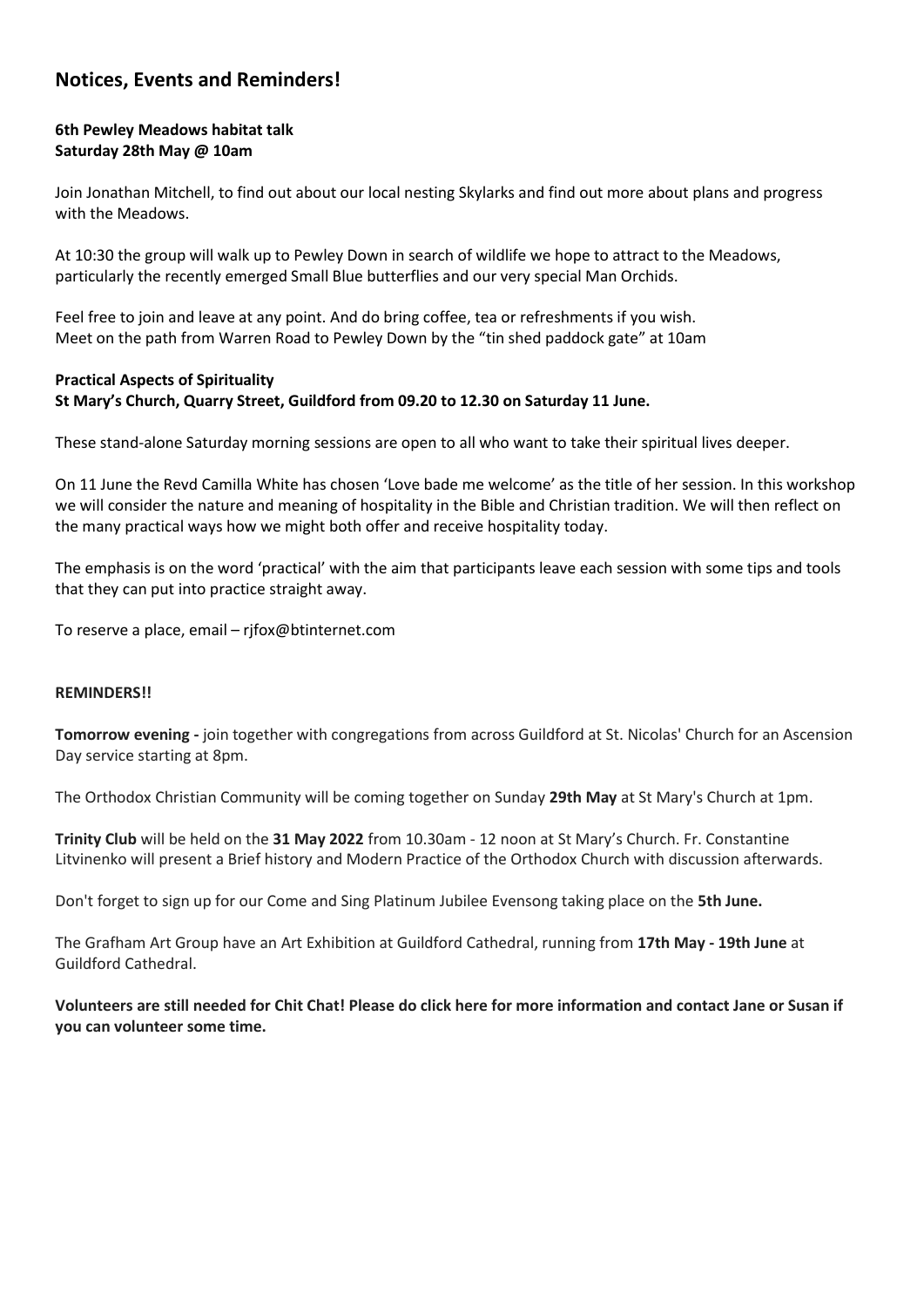## Notices, Events and Reminders!

**6th Pewley Meadows habitat talk**
**Saturday 28th May @ 10am**

Join Jonathan Mitchell, to find out about our local nesting Skylarks and find out more about plans and progress with the Meadows.

At 10:30 the group will walk up to Pewley Down in search of wildlife we hope to attract to the Meadows, particularly the recently emerged Small Blue butterflies and our very special Man Orchids.

Feel free to join and leave at any point. And do bring coffee, tea or refreshments if you wish.
Meet on the path from Warren Road to Pewley Down by the "tin shed paddock gate" at 10am

**Practical Aspects of Spirituality**
**St Mary's Church, Quarry Street, Guildford from 09.20 to 12.30 on Saturday 11 June.**

These stand-alone Saturday morning sessions are open to all who want to take their spiritual lives deeper.

On 11 June the Revd Camilla White has chosen 'Love bade me welcome' as the title of her session. In this workshop we will consider the nature and meaning of hospitality in the Bible and Christian tradition. We will then reflect on the many practical ways how we might both offer and receive hospitality today.

The emphasis is on the word 'practical' with the aim that participants leave each session with some tips and tools that they can put into practice straight away.

To reserve a place, email – rjfox@btinternet.com

**REMINDERS!!**

**Tomorrow evening -** join together with congregations from across Guildford at St. Nicolas' Church for an Ascension Day service starting at 8pm.

The Orthodox Christian Community will be coming together on Sunday **29th May** at St Mary's Church at 1pm.

**Trinity Club** will be held on the **31 May 2022** from 10.30am - 12 noon at St Mary's Church. Fr. Constantine Litvinenko will present a Brief history and Modern Practice of the Orthodox Church with discussion afterwards.

Don't forget to sign up for our Come and Sing Platinum Jubilee Evensong taking place on the **5th June.**

The Grafham Art Group have an Art Exhibition at Guildford Cathedral, running from **17th May - 19th June** at Guildford Cathedral.

**Volunteers are still needed for Chit Chat! Please do click here for more information and contact Jane or Susan if you can volunteer some time.**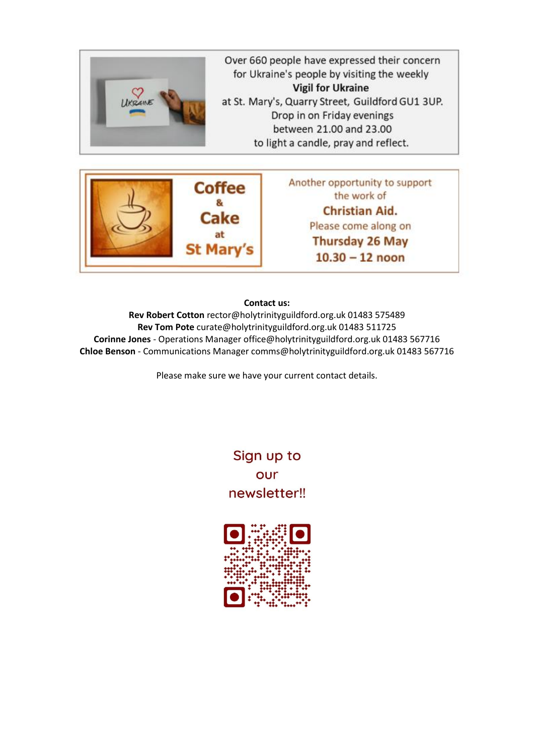Over 660 people have expressed their concern for Ukraine's people by visiting the weekly **Vigil for Ukraine** at St. Mary's, Quarry Street, Guildford GU1 3UP. Drop in on Friday evenings between 21.00 and 23.00 to light a candle, pray and reflect.

**Coffee & Cake at St Mary's**

Another opportunity to support the work of **Christian Aid.** Please come along on **Thursday 26 May 10.30 – 12 noon**

**Contact us:**

**Rev Robert Cotton** rector@holytrinityguildford.org.uk 01483 575489
**Rev Tom Pote** curate@holytrinityguildford.org.uk 01483 511725
**Corinne Jones** - Operations Manager office@holytrinityguildford.org.uk 01483 567716
**Chloe Benson** - Communications Manager comms@holytrinityguildford.org.uk 01483 567716

Please make sure we have your current contact details.

Sign up to our newsletter!!